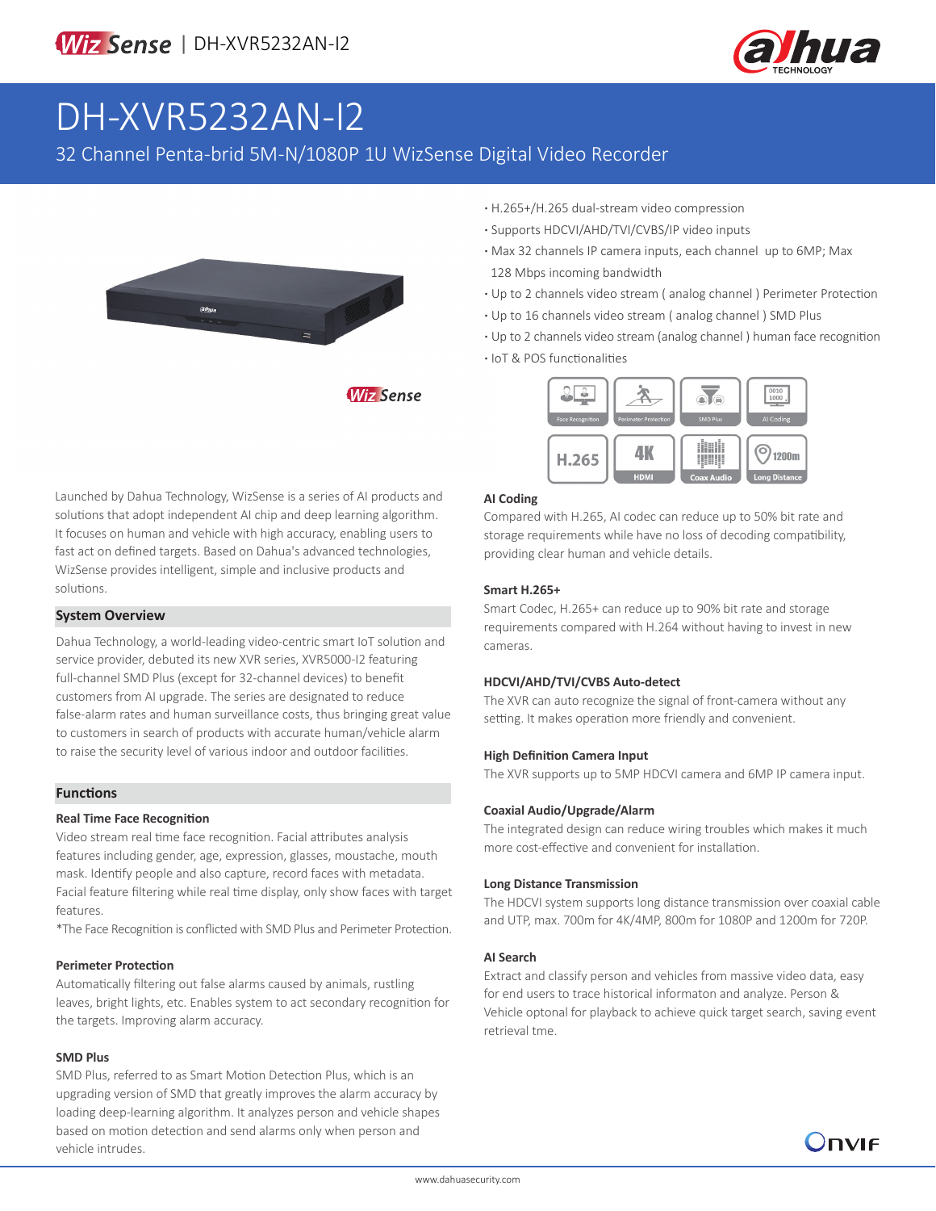WizSense | DH-XVR5232AN-I2

# DH-XVR5232AN-I2

32 Channel Penta-brid 5M-N/1080P 1U WizSense Digital Video Recorder

- H.265+/H.265 dual-stream video compression
- Supports HDCVI/AHD/TVI/CVBS/IP video inputs
- Max 32 channels IP camera inputs, each channel up to 6MP; Max 128 Mbps incoming bandwidth
- Up to 2 channels video stream ( analog channel ) Perimeter Protection
- Up to 16 channels video stream ( analog channel ) SMD Plus
- Up to 2 channels video stream (analog channel ) human face recognition
- IoT & POS functionalities

Launched by Dahua Technology, WizSense is a series of AI products and solutions that adopt independent AI chip and deep learning algorithm. It focuses on human and vehicle with high accuracy, enabling users to fast act on defined targets. Based on Dahua's advanced technologies, WizSense provides intelligent, simple and inclusive products and solutions.

## System Overview

Dahua Technology, a world-leading video-centric smart IoT solution and service provider, debuted its new XVR series, XVR5000-I2 featuring full-channel SMD Plus (except for 32-channel devices) to benefit customers from AI upgrade. The series are designated to reduce false-alarm rates and human surveillance costs, thus bringing great value to customers in search of products with accurate human/vehicle alarm to raise the security level of various indoor and outdoor facilities.

## Functions

### Real Time Face Recognition

Video stream real time face recognition. Facial attributes analysis features including gender, age, expression, glasses, moustache, mouth mask. Identify people and also capture, record faces with metadata. Facial feature filtering while real time display, only show faces with target features.

*The Face Recognition is conflicted with SMD Plus and Perimeter Protection.

### Perimeter Protection

Automatically filtering out false alarms caused by animals, rustling leaves, bright lights, etc. Enables system to act secondary recognition for the targets. Improving alarm accuracy.

### SMD Plus

SMD Plus, referred to as Smart Motion Detection Plus, which is an upgrading version of SMD that greatly improves the alarm accuracy by loading deep-learning algorithm. It analyzes person and vehicle shapes based on motion detection and send alarms only when person and vehicle intrudes.

### AI Coding

Compared with H.265, AI codec can reduce up to 50% bit rate and storage requirements while have no loss of decoding compatibility, providing clear human and vehicle details.

### Smart H.265+

Smart Codec, H.265+ can reduce up to 90% bit rate and storage requirements compared with H.264 without having to invest in new cameras.

### HDCVI/AHD/TVI/CVBS Auto-detect

The XVR can auto recognize the signal of front-camera without any setting. It makes operation more friendly and convenient.

### High Definition Camera Input

The XVR supports up to 5MP HDCVI camera and 6MP IP camera input.

### Coaxial Audio/Upgrade/Alarm

The integrated design can reduce wiring troubles which makes it much more cost-effective and convenient for installation.

### Long Distance Transmission

The HDCVI system supports long distance transmission over coaxial cable and UTP, max. 700m for 4K/4MP, 800m for 1080P and 1200m for 720P.

### AI Search

Extract and classify person and vehicles from massive video data, easy for end users to trace historical informaton and analyze. Person & Vehicle optonal for playback to achieve quick target search, saving event retrieval tme.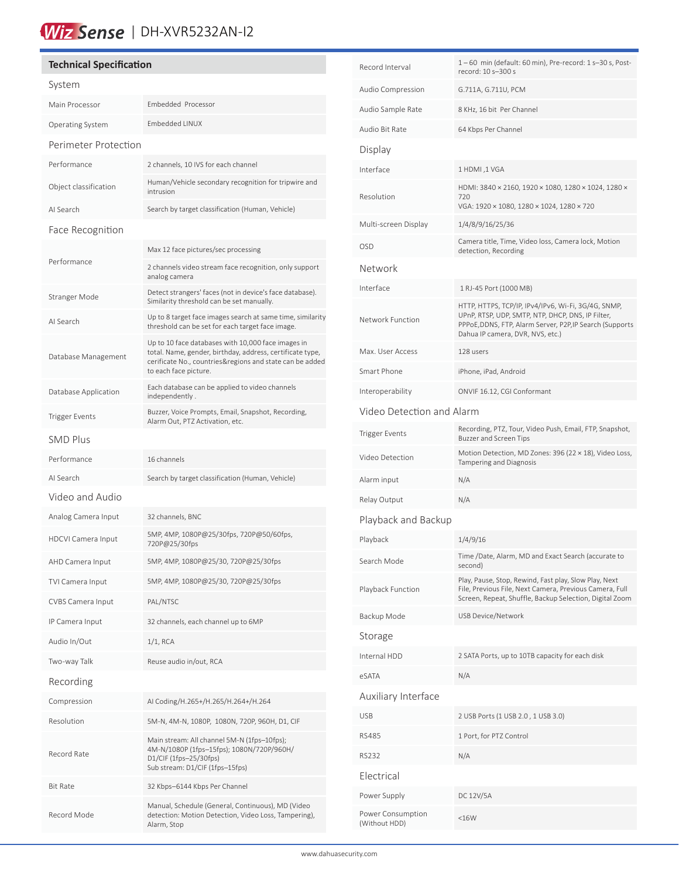# DH-XVR5232AN-I2

## Technical Specification

| System | |
|---|---|
| Main Processor | Embedded Processor |
| Operating System | Embedded LINUX |
| **Perimeter Protection** | |
| Performance | 2 channels, 10 IVS for each channel |
| Object classification | Human/Vehicle secondary recognition for tripwire and intrusion |
| AI Search | Search by target classification (Human, Vehicle) |
| **Face Recognition** | |
| Performance | Max 12 face pictures/sec processing<br>2 channels video stream face recognition, only support analog camera |
| Stranger Mode | Detect strangers' faces (not in device's face database). Similarity threshold can be set manually. |
| AI Search | Up to 8 target face images search at same time, similarity threshold can be set for each target face image. |
| Database Management | Up to 10 face databases with 10,000 face images in total. Name, gender, birthday, address, certificate type, cerificate No., countries&regions and state can be added to each face picture. |
| Database Application | Each database can be applied to video channels independently . |
| Trigger Events | Buzzer, Voice Prompts, Email, Snapshot, Recording, Alarm Out, PTZ Activation, etc. |
| **SMD Plus** | |
| Performance | 16 channels |
| AI Search | Search by target classification (Human, Vehicle) |
| **Video and Audio** | |
| Analog Camera Input | 32 channels, BNC |
| HDCVI Camera Input | 5MP, 4MP, 1080P@25/30fps, 720P@50/60fps, 720P@25/30fps |
| AHD Camera Input | 5MP, 4MP, 1080P@25/30, 720P@25/30fps |
| TVI Camera Input | 5MP, 4MP, 1080P@25/30, 720P@25/30fps |
| CVBS Camera Input | PAL/NTSC |
| IP Camera Input | 32 channels, each channel up to 6MP |
| Audio In/Out | 1/1, RCA |
| Two-way Talk | Reuse audio in/out, RCA |
| **Recording** | |
| Compression | AI Coding/H.265+/H.265/H.264+/H.264 |
| Resolution | 5M-N, 4M-N, 1080P, 1080N, 720P, 960H, D1, CIF |
| Record Rate | Main stream: All channel 5M-N (1fps–10fps); 4M-N/1080P (1fps–15fps); 1080N/720P/960H/ D1/CIF (1fps–25/30fps)<br>Sub stream: D1/CIF (1fps–15fps) |
| Bit Rate | 32 Kbps–6144 Kbps Per Channel |
| Record Mode | Manual, Schedule (General, Continuous), MD (Video detection: Motion Detection, Video Loss, Tampering), Alarm, Stop |
| Record Interval | 1 – 60 min (default: 60 min), Pre-record: 1 s–30 s, Post-record: 10 s–300 s |
| Audio Compression | G.711A, G.711U, PCM |
| Audio Sample Rate | 8 KHz, 16 bit Per Channel |
| Audio Bit Rate | 64 Kbps Per Channel |
| **Display** | |
| Interface | 1 HDMI ,1 VGA |
| Resolution | HDMI: 3840 × 2160, 1920 × 1080, 1280 × 1024, 1280 × 720<br>VGA: 1920 × 1080, 1280 × 1024, 1280 × 720 |
| Multi-screen Display | 1/4/8/9/16/25/36 |
| OSD | Camera title, Time, Video loss, Camera lock, Motion detection, Recording |
| **Network** | |
| Interface | 1 RJ-45 Port (1000 MB) |
| Network Function | HTTP, HTTPS, TCP/IP, IPv4/IPv6, Wi-Fi, 3G/4G, SNMP, UPnP, RTSP, UDP, SMTP, NTP, DHCP, DNS, IP Filter, PPPoE,DDNS, FTP, Alarm Server, P2P,IP Search (Supports Dahua IP camera, DVR, NVS, etc.) |
| Max. User Access | 128 users |
| Smart Phone | iPhone, iPad, Android |
| Interoperability | ONVIF 16.12, CGI Conformant |
| **Video Detection and Alarm** | |
| Trigger Events | Recording, PTZ, Tour, Video Push, Email, FTP, Snapshot, Buzzer and Screen Tips |
| Video Detection | Motion Detection, MD Zones: 396 (22 × 18), Video Loss, Tampering and Diagnosis |
| Alarm input | N/A |
| Relay Output | N/A |
| **Playback and Backup** | |
| Playback | 1/4/9/16 |
| Search Mode | Time /Date, Alarm, MD and Exact Search (accurate to second) |
| Playback Function | Play, Pause, Stop, Rewind, Fast play, Slow Play, Next File, Previous File, Next Camera, Previous Camera, Full Screen, Repeat, Shuffle, Backup Selection, Digital Zoom |
| Backup Mode | USB Device/Network |
| **Storage** | |
| Internal HDD | 2 SATA Ports, up to 10TB capacity for each disk |
| eSATA | N/A |
| **Auxiliary Interface** | |
| USB | 2 USB Ports (1 USB 2.0 , 1 USB 3.0) |
| RS485 | 1 Port, for PTZ Control |
| RS232 | N/A |
| **Electrical** | |
| Power Supply | DC 12V/5A |
| Power Consumption (Without HDD) | <16W |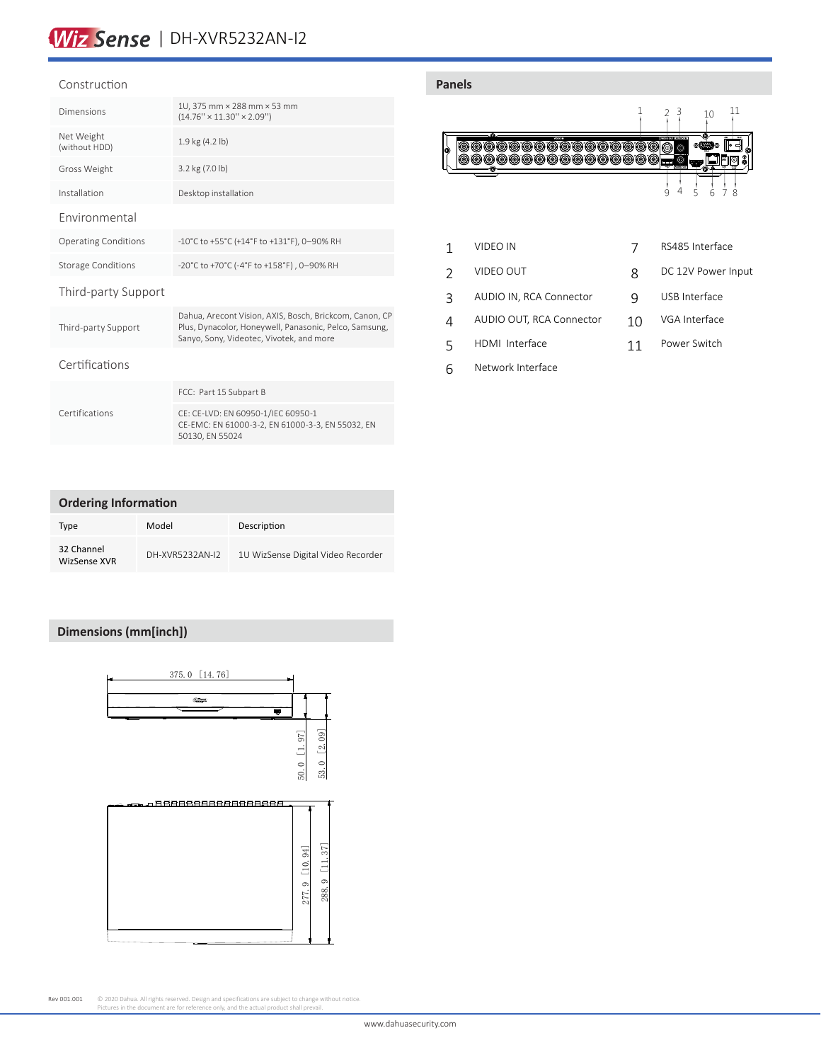### Construction

| | |
|---|---|
| Dimensions | 1U, 375 mm × 288 mm × 53 mm (14.76'' × 11.30'' × 2.09'') |
| Net Weight (without HDD) | 1.9 kg (4.2 lb) |
| Gross Weight | 3.2 kg (7.0 lb) |
| Installation | Desktop installation |

### Environmental

| | |
|---|---|
| Operating Conditions | -10°C to +55°C (+14°F to +131°F), 0–90% RH |
| Storage Conditions | -20°C to +70°C (-4°F to +158°F) , 0–90% RH |

### Third-party Support

| | |
|---|---|
| Third-party Support | Dahua, Arecont Vision, AXIS, Bosch, Brickcom, Canon, CP Plus, Dynacolor, Honeywell, Panasonic, Pelco, Samsung, Sanyo, Sony, Videotec, Vivotek, and more |

### Certifications

| | |
|---|---|
| Certifications | FCC: Part 15 Subpart B |
| | CE: CE-LVD: EN 60950-1/IEC 60950-1<br>CE-EMC: EN 61000-3-2, EN 61000-3-3, EN 55032, EN 50130, EN 55024 |

## Ordering Information

| Type | Model | Description |
|---|---|---|
| 32 Channel WizSense XVR | DH-XVR5232AN-I2 | 1U WizSense Digital Video Recorder |

## Dimensions (mm[inch])

375.0 [14.76]

50.0 [1.97]

53.0 [2.09]

277.9 [10.94]

288.9 [11.37]

## Panels

1 2 3 10 11

9 4 5 6 7 8

| | | | |
|---|---|---|---|
| 1 | VIDEO IN | 7 | RS485 Interface |
| 2 | VIDEO OUT | 8 | DC 12V Power Input |
| 3 | AUDIO IN, RCA Connector | 9 | USB Interface |
| 4 | AUDIO OUT, RCA Connector | 10 | VGA Interface |
| 5 | HDMI Interface | 11 | Power Switch |
| 6 | Network Interface | | |

Rev 001.001 © 2020 Dahua. All rights reserved. Design and specifications are subject to change without notice. Pictures in the document are for reference only, and the actual product shall prevail.

www.dahuasecurity.com